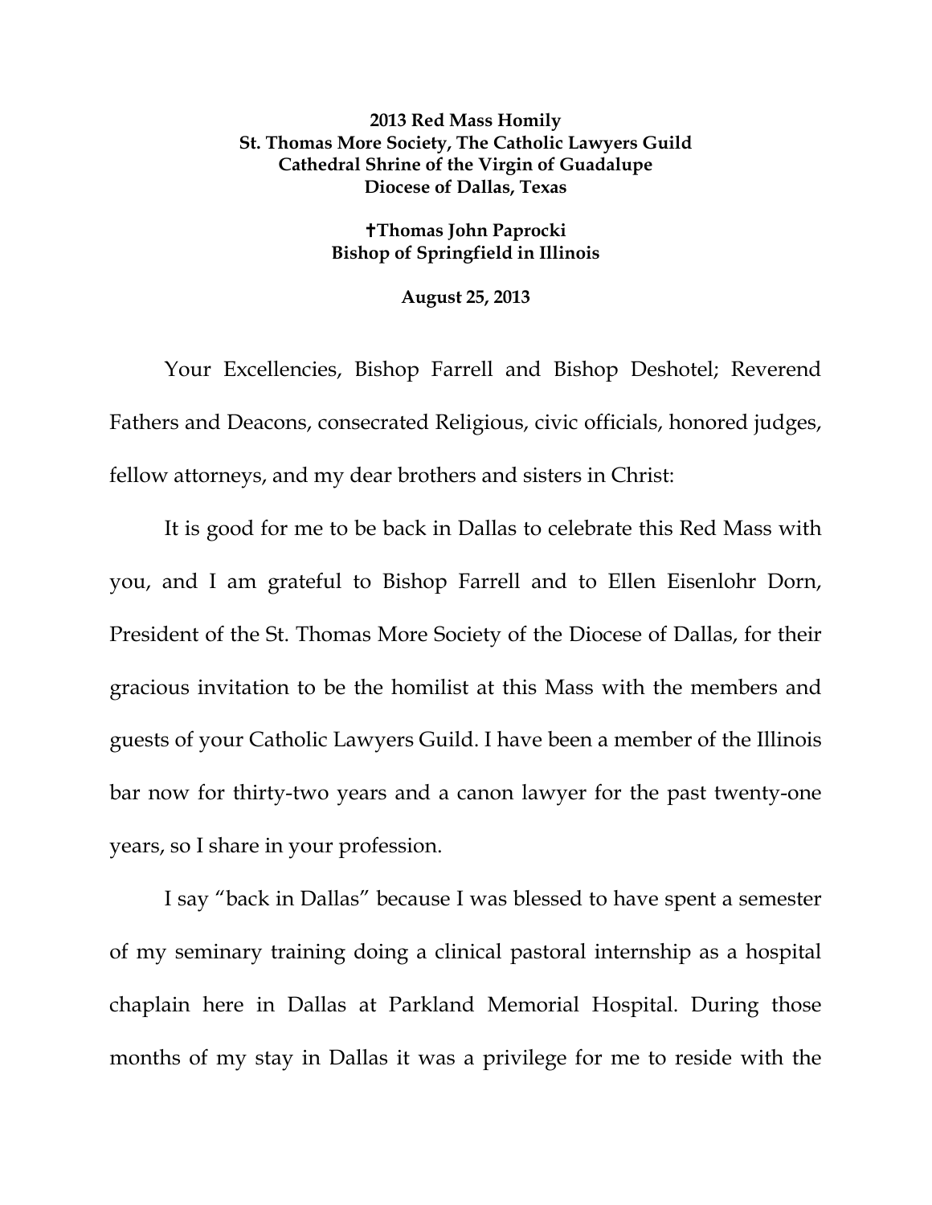**2013 Red Mass Homily**
**St. Thomas More Society, The Catholic Lawyers Guild**
**Cathedral Shrine of the Virgin of Guadalupe**
**Diocese of Dallas, Texas**

**✝Thomas John Paprocki**
**Bishop of Springfield in Illinois**

**August 25, 2013**

Your Excellencies, Bishop Farrell and Bishop Deshotel; Reverend Fathers and Deacons, consecrated Religious, civic officials, honored judges, fellow attorneys, and my dear brothers and sisters in Christ:

It is good for me to be back in Dallas to celebrate this Red Mass with you, and I am grateful to Bishop Farrell and to Ellen Eisenlohr Dorn, President of the St. Thomas More Society of the Diocese of Dallas, for their gracious invitation to be the homilist at this Mass with the members and guests of your Catholic Lawyers Guild. I have been a member of the Illinois bar now for thirty-two years and a canon lawyer for the past twenty-one years, so I share in your profession.

I say "back in Dallas" because I was blessed to have spent a semester of my seminary training doing a clinical pastoral internship as a hospital chaplain here in Dallas at Parkland Memorial Hospital. During those months of my stay in Dallas it was a privilege for me to reside with the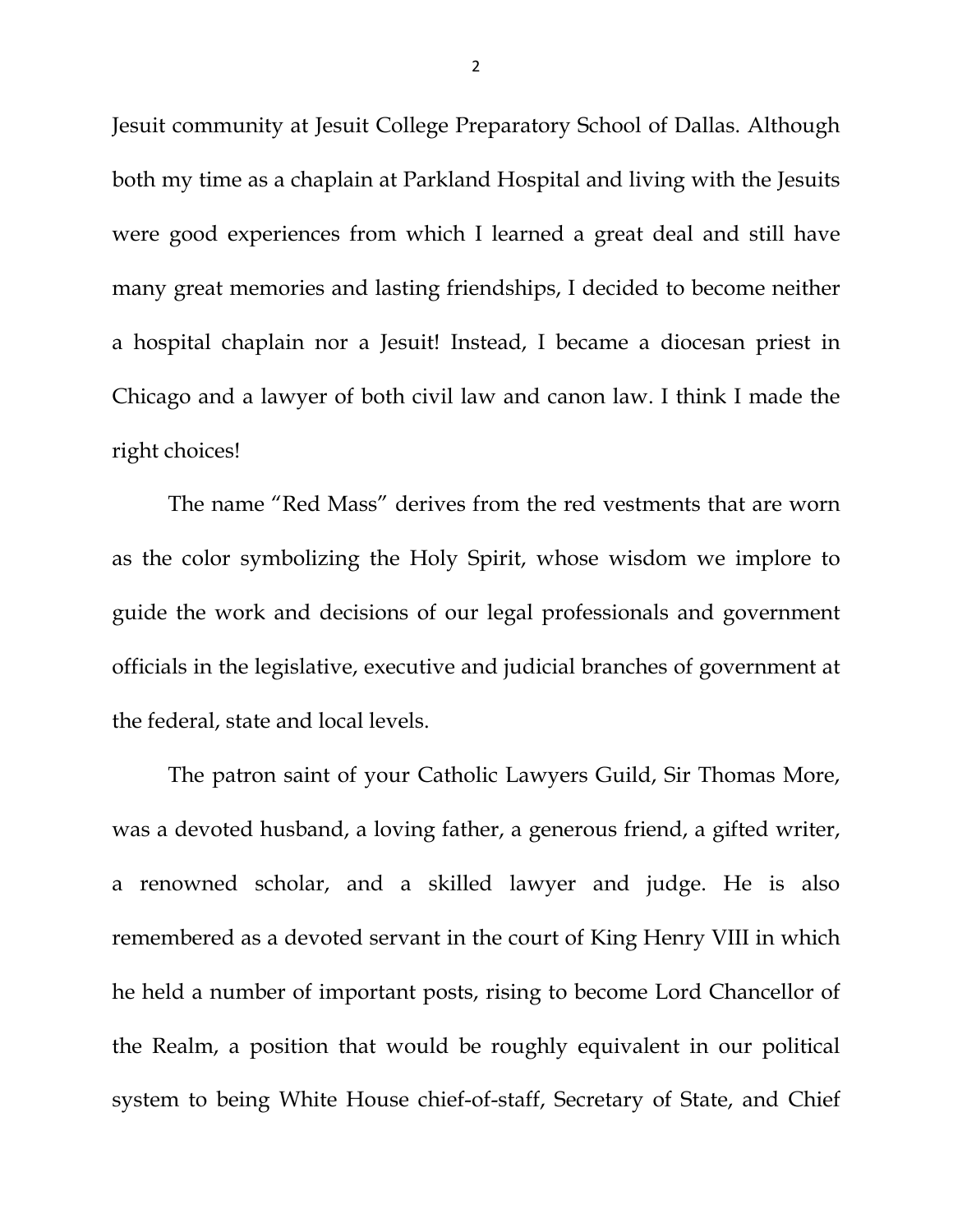Jesuit community at Jesuit College Preparatory School of Dallas. Although both my time as a chaplain at Parkland Hospital and living with the Jesuits were good experiences from which I learned a great deal and still have many great memories and lasting friendships, I decided to become neither a hospital chaplain nor a Jesuit! Instead, I became a diocesan priest in Chicago and a lawyer of both civil law and canon law. I think I made the right choices!

The name "Red Mass" derives from the red vestments that are worn as the color symbolizing the Holy Spirit, whose wisdom we implore to guide the work and decisions of our legal professionals and government officials in the legislative, executive and judicial branches of government at the federal, state and local levels.

The patron saint of your Catholic Lawyers Guild, Sir Thomas More, was a devoted husband, a loving father, a generous friend, a gifted writer, a renowned scholar, and a skilled lawyer and judge. He is also remembered as a devoted servant in the court of King Henry VIII in which he held a number of important posts, rising to become Lord Chancellor of the Realm, a position that would be roughly equivalent in our political system to being White House chief-of-staff, Secretary of State, and Chief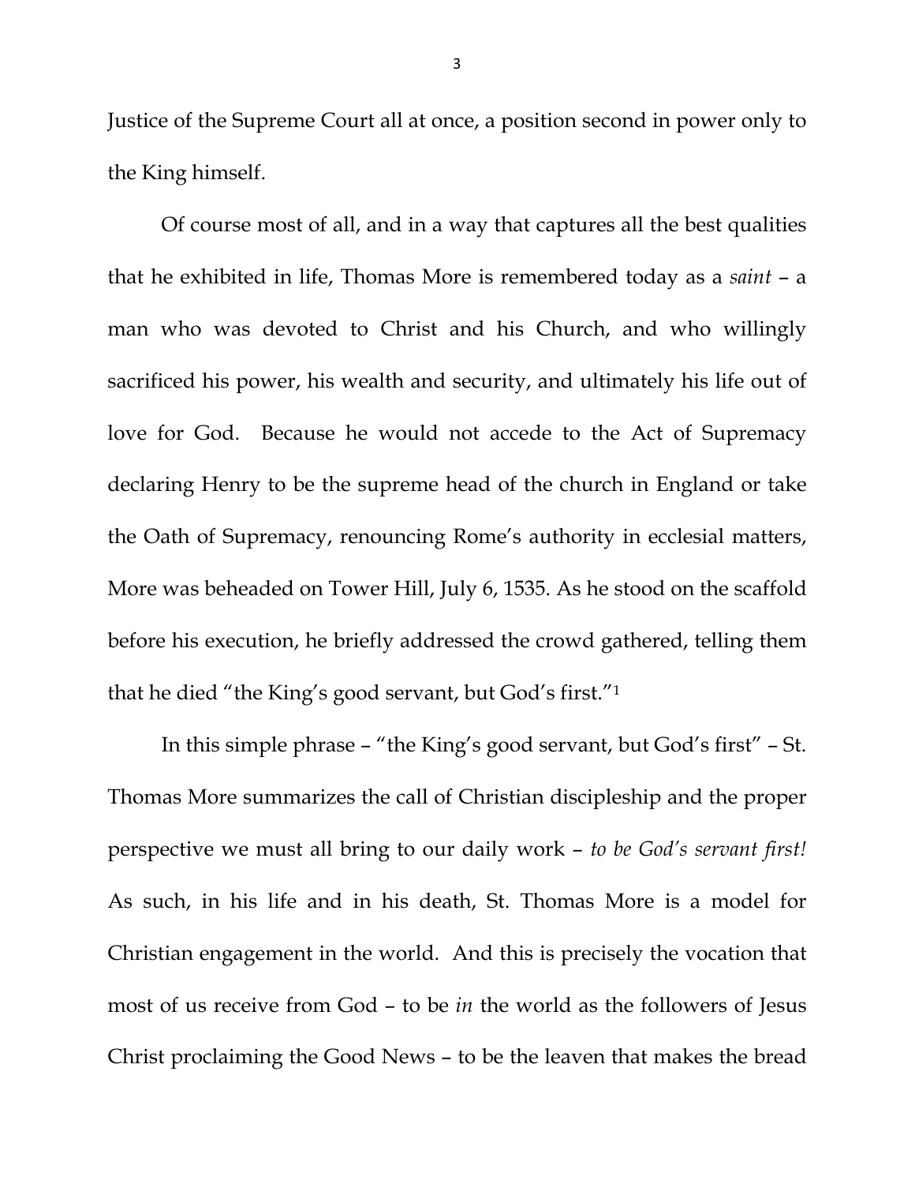Justice of the Supreme Court all at once, a position second in power only to the King himself.

Of course most of all, and in a way that captures all the best qualities that he exhibited in life, Thomas More is remembered today as a *saint* – a man who was devoted to Christ and his Church, and who willingly sacrificed his power, his wealth and security, and ultimately his life out of love for God. Because he would not accede to the Act of Supremacy declaring Henry to be the supreme head of the church in England or take the Oath of Supremacy, renouncing Rome's authority in ecclesial matters, More was beheaded on Tower Hill, July 6, 1535. As he stood on the scaffold before his execution, he briefly addressed the crowd gathered, telling them that he died "the King's good servant, but God's first."[1]

In this simple phrase – "the King's good servant, but God's first" – St. Thomas More summarizes the call of Christian discipleship and the proper perspective we must all bring to our daily work – *to be God's servant first!* As such, in his life and in his death, St. Thomas More is a model for Christian engagement in the world. And this is precisely the vocation that most of us receive from God – to be *in* the world as the followers of Jesus Christ proclaiming the Good News – to be the leaven that makes the bread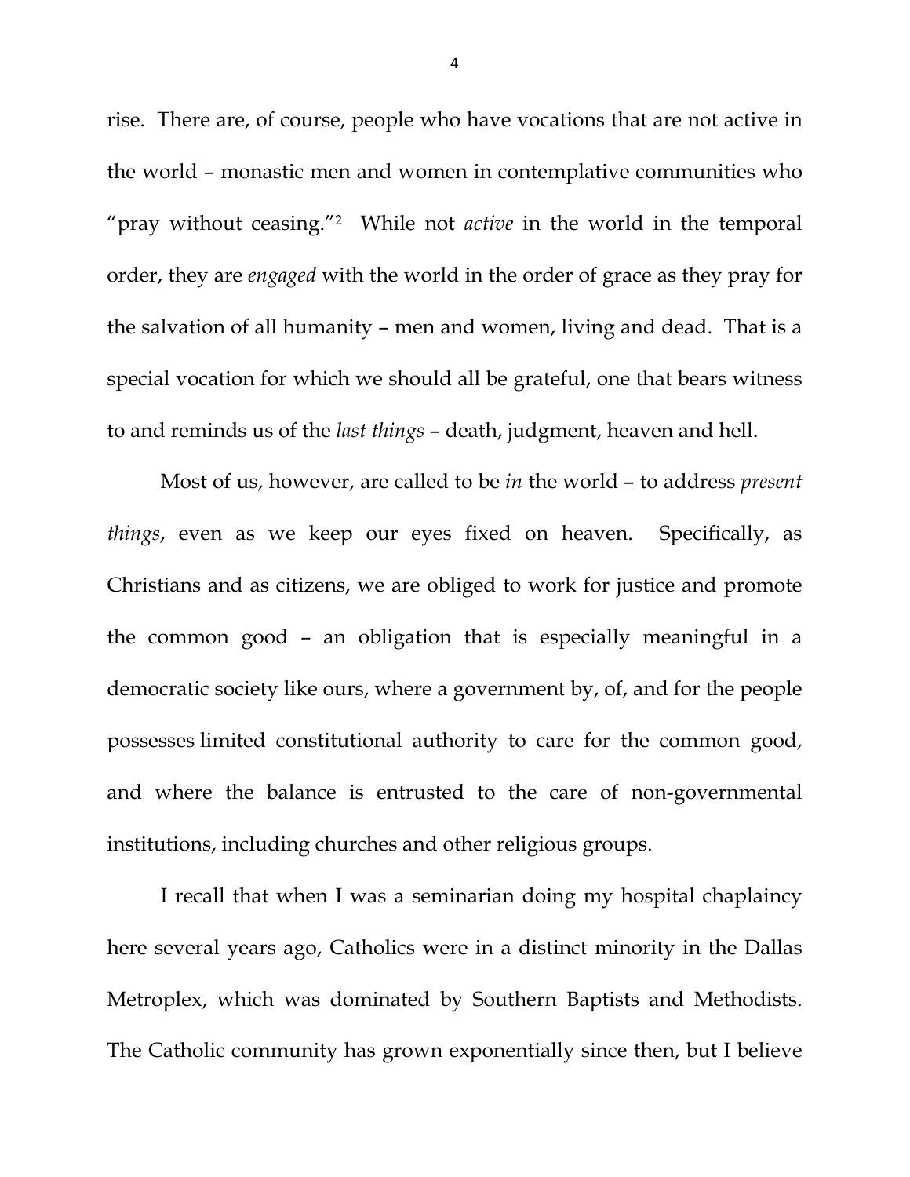rise. There are, of course, people who have vocations that are not active in the world – monastic men and women in contemplative communities who "pray without ceasing."[2] While not *active* in the world in the temporal order, they are *engaged* with the world in the order of grace as they pray for the salvation of all humanity – men and women, living and dead. That is a special vocation for which we should all be grateful, one that bears witness to and reminds us of the *last things* – death, judgment, heaven and hell.

Most of us, however, are called to be *in* the world – to address *present things*, even as we keep our eyes fixed on heaven. Specifically, as Christians and as citizens, we are obliged to work for justice and promote the common good – an obligation that is especially meaningful in a democratic society like ours, where a government by, of, and for the people possesses limited constitutional authority to care for the common good, and where the balance is entrusted to the care of non-governmental institutions, including churches and other religious groups.

I recall that when I was a seminarian doing my hospital chaplaincy here several years ago, Catholics were in a distinct minority in the Dallas Metroplex, which was dominated by Southern Baptists and Methodists. The Catholic community has grown exponentially since then, but I believe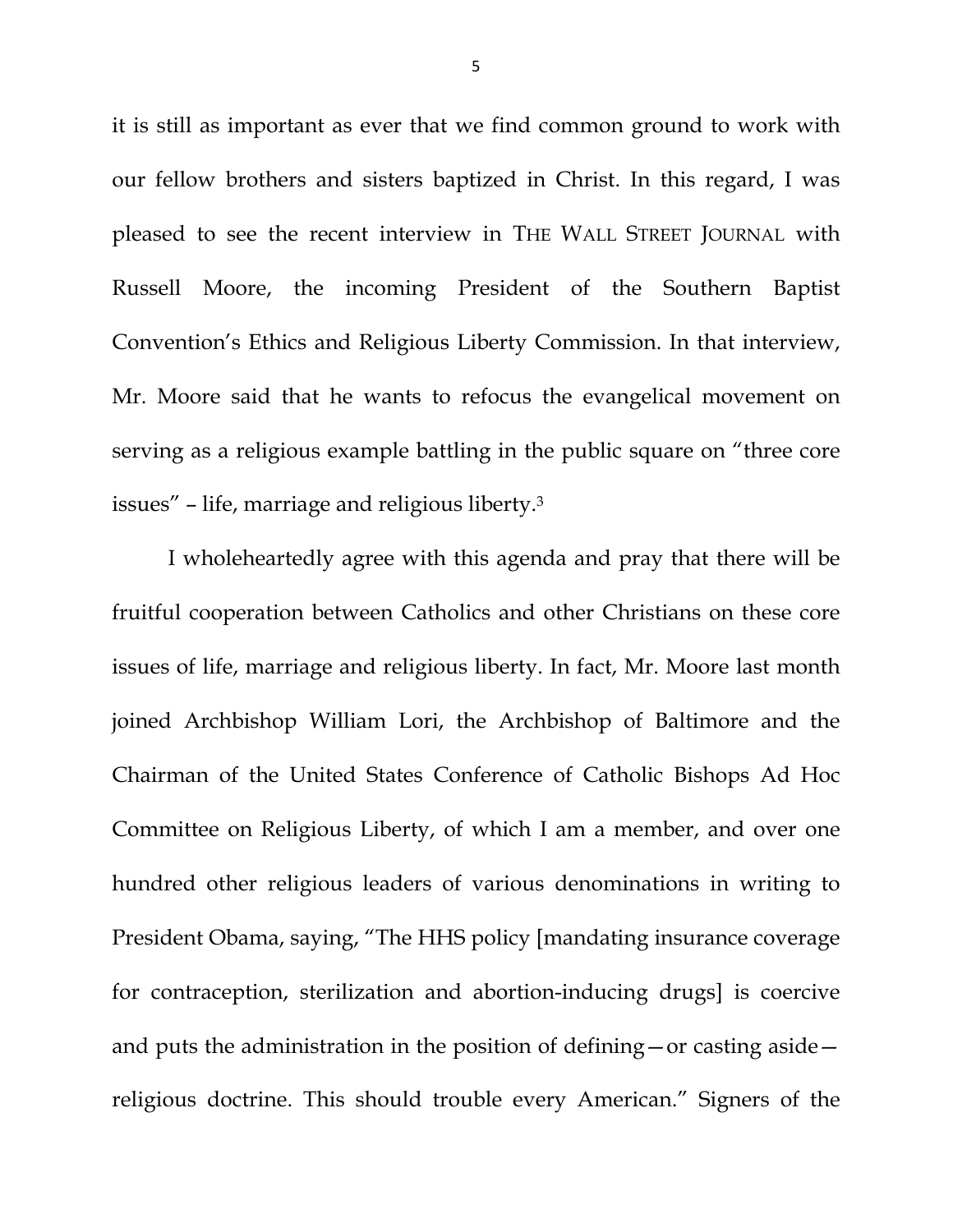it is still as important as ever that we find common ground to work with our fellow brothers and sisters baptized in Christ. In this regard, I was pleased to see the recent interview in THE WALL STREET JOURNAL with Russell Moore, the incoming President of the Southern Baptist Convention's Ethics and Religious Liberty Commission. In that interview, Mr. Moore said that he wants to refocus the evangelical movement on serving as a religious example battling in the public square on "three core issues" – life, marriage and religious liberty.[3]

I wholeheartedly agree with this agenda and pray that there will be fruitful cooperation between Catholics and other Christians on these core issues of life, marriage and religious liberty. In fact, Mr. Moore last month joined Archbishop William Lori, the Archbishop of Baltimore and the Chairman of the United States Conference of Catholic Bishops Ad Hoc Committee on Religious Liberty, of which I am a member, and over one hundred other religious leaders of various denominations in writing to President Obama, saying, "The HHS policy [mandating insurance coverage for contraception, sterilization and abortion-inducing drugs] is coercive and puts the administration in the position of defining—or casting aside—religious doctrine. This should trouble every American." Signers of the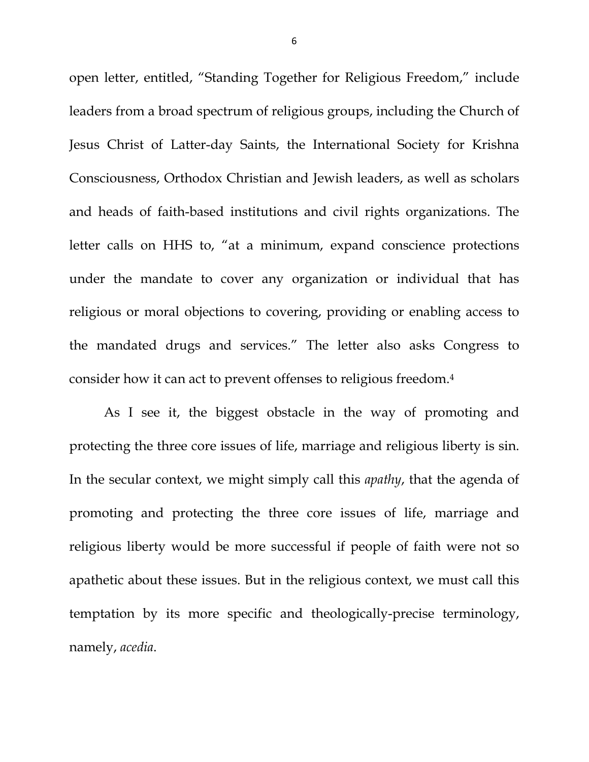open letter, entitled, "Standing Together for Religious Freedom," include leaders from a broad spectrum of religious groups, including the Church of Jesus Christ of Latter-day Saints, the International Society for Krishna Consciousness, Orthodox Christian and Jewish leaders, as well as scholars and heads of faith-based institutions and civil rights organizations. The letter calls on HHS to, "at a minimum, expand conscience protections under the mandate to cover any organization or individual that has religious or moral objections to covering, providing or enabling access to the mandated drugs and services." The letter also asks Congress to consider how it can act to prevent offenses to religious freedom.[4]

As I see it, the biggest obstacle in the way of promoting and protecting the three core issues of life, marriage and religious liberty is sin. In the secular context, we might simply call this *apathy*, that the agenda of promoting and protecting the three core issues of life, marriage and religious liberty would be more successful if people of faith were not so apathetic about these issues. But in the religious context, we must call this temptation by its more specific and theologically-precise terminology, namely, *acedia*.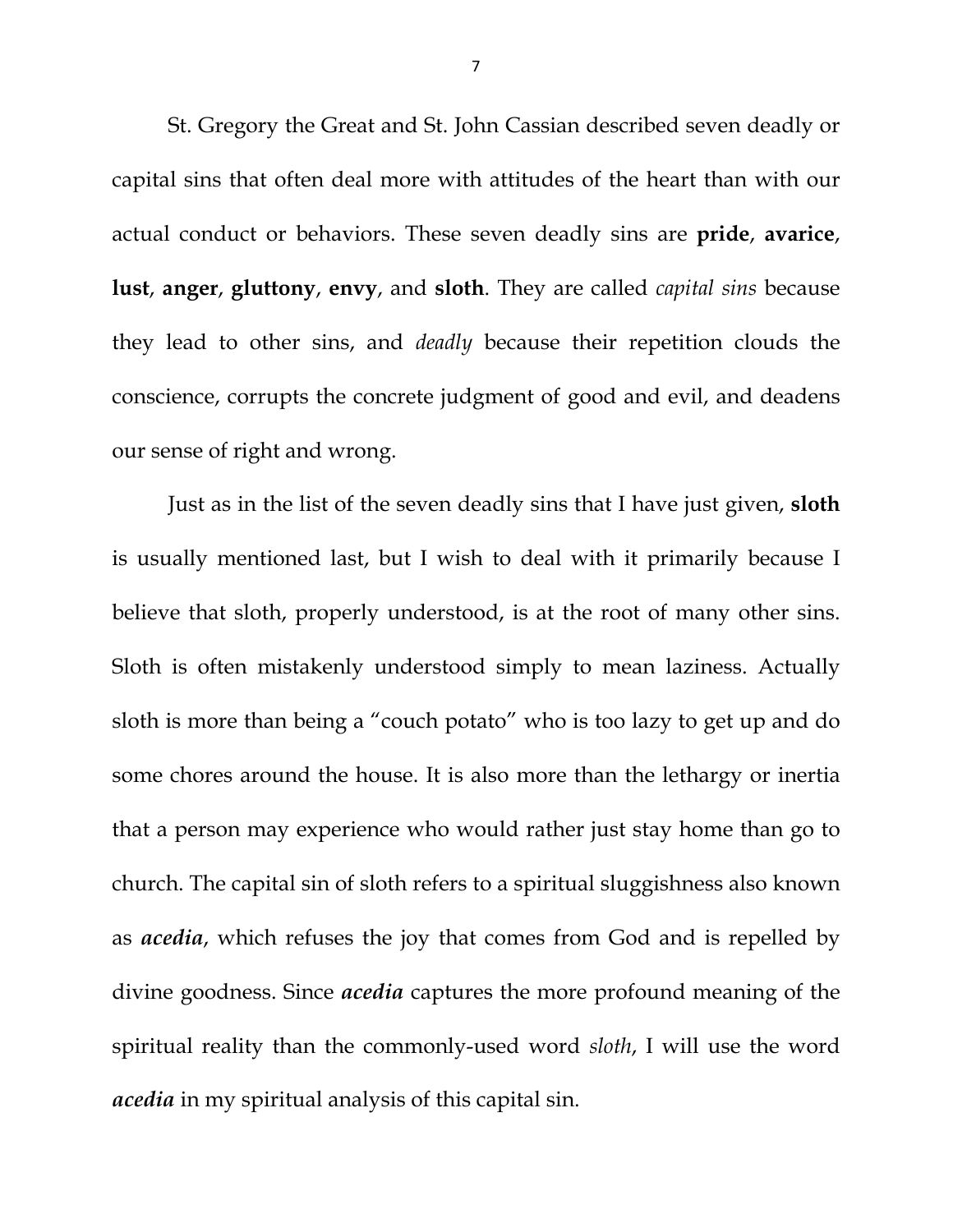St. Gregory the Great and St. John Cassian described seven deadly or capital sins that often deal more with attitudes of the heart than with our actual conduct or behaviors. These seven deadly sins are **pride**, **avarice**, **lust**, **anger**, **gluttony**, **envy**, and **sloth**. They are called *capital sins* because they lead to other sins, and *deadly* because their repetition clouds the conscience, corrupts the concrete judgment of good and evil, and deadens our sense of right and wrong.

Just as in the list of the seven deadly sins that I have just given, **sloth** is usually mentioned last, but I wish to deal with it primarily because I believe that sloth, properly understood, is at the root of many other sins. Sloth is often mistakenly understood simply to mean laziness. Actually sloth is more than being a "couch potato" who is too lazy to get up and do some chores around the house. It is also more than the lethargy or inertia that a person may experience who would rather just stay home than go to church. The capital sin of sloth refers to a spiritual sluggishness also known as ***acedia***, which refuses the joy that comes from God and is repelled by divine goodness. Since ***acedia*** captures the more profound meaning of the spiritual reality than the commonly-used word *sloth*, I will use the word ***acedia*** in my spiritual analysis of this capital sin.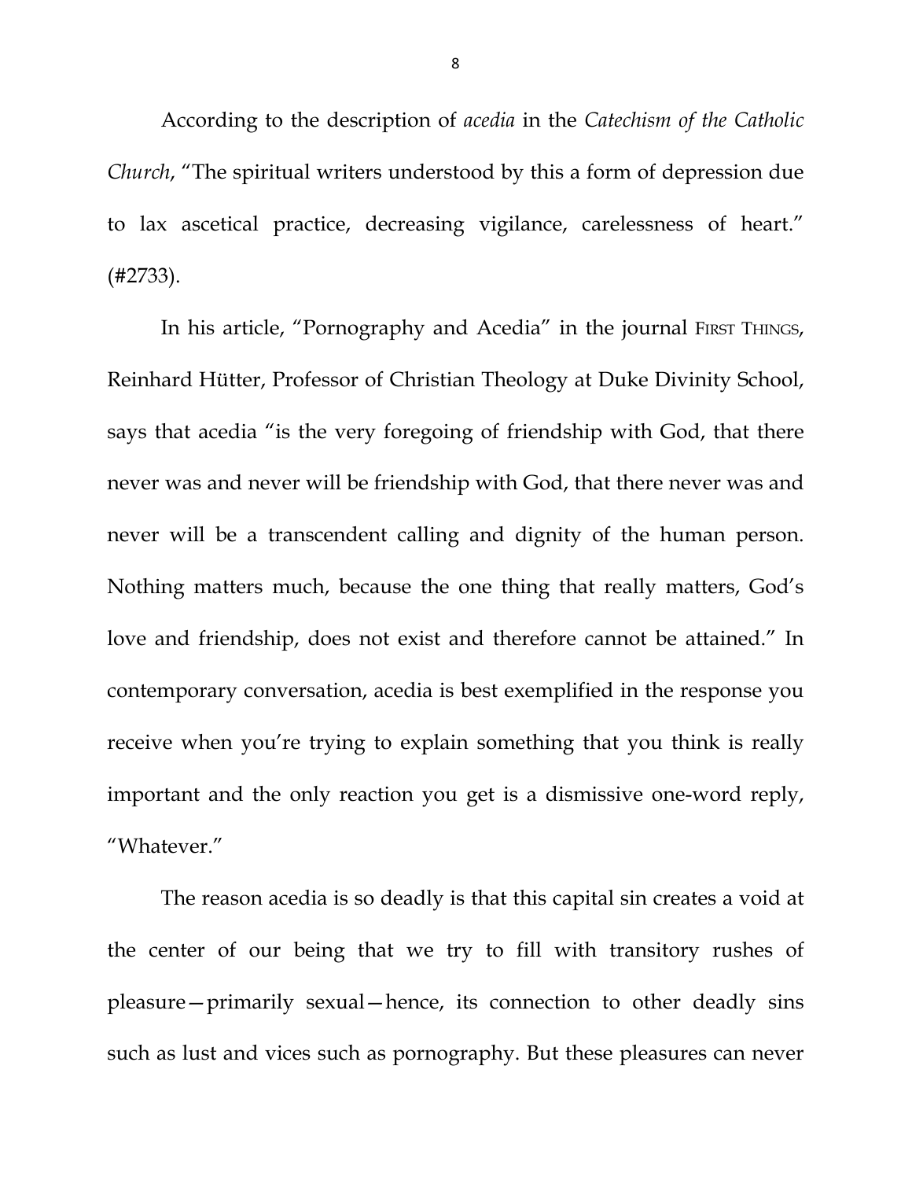According to the description of *acedia* in the *Catechism of the Catholic Church*, "The spiritual writers understood by this a form of depression due to lax ascetical practice, decreasing vigilance, carelessness of heart." (#2733).

In his article, "Pornography and Acedia" in the journal FIRST THINGS, Reinhard Hütter, Professor of Christian Theology at Duke Divinity School, says that acedia "is the very foregoing of friendship with God, that there never was and never will be friendship with God, that there never was and never will be a transcendent calling and dignity of the human person. Nothing matters much, because the one thing that really matters, God's love and friendship, does not exist and therefore cannot be attained." In contemporary conversation, acedia is best exemplified in the response you receive when you're trying to explain something that you think is really important and the only reaction you get is a dismissive one-word reply, "Whatever."

The reason acedia is so deadly is that this capital sin creates a void at the center of our being that we try to fill with transitory rushes of pleasure—primarily sexual—hence, its connection to other deadly sins such as lust and vices such as pornography. But these pleasures can never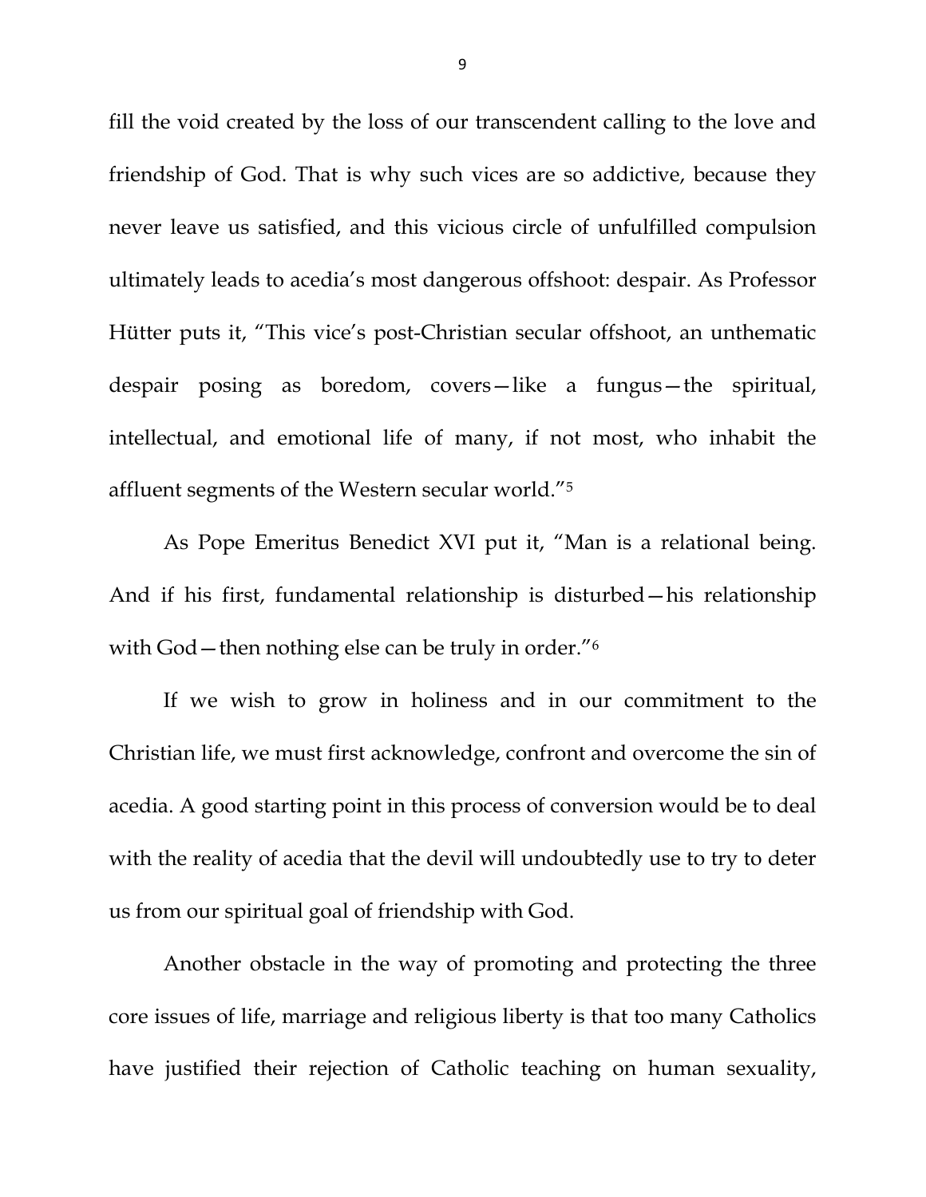fill the void created by the loss of our transcendent calling to the love and friendship of God. That is why such vices are so addictive, because they never leave us satisfied, and this vicious circle of unfulfilled compulsion ultimately leads to acedia's most dangerous offshoot: despair. As Professor Hütter puts it, "This vice's post-Christian secular offshoot, an unthematic despair posing as boredom, covers—like a fungus—the spiritual, intellectual, and emotional life of many, if not most, who inhabit the affluent segments of the Western secular world."[5]

As Pope Emeritus Benedict XVI put it, "Man is a relational being. And if his first, fundamental relationship is disturbed—his relationship with God—then nothing else can be truly in order."[6]

If we wish to grow in holiness and in our commitment to the Christian life, we must first acknowledge, confront and overcome the sin of acedia. A good starting point in this process of conversion would be to deal with the reality of acedia that the devil will undoubtedly use to try to deter us from our spiritual goal of friendship with God.

Another obstacle in the way of promoting and protecting the three core issues of life, marriage and religious liberty is that too many Catholics have justified their rejection of Catholic teaching on human sexuality,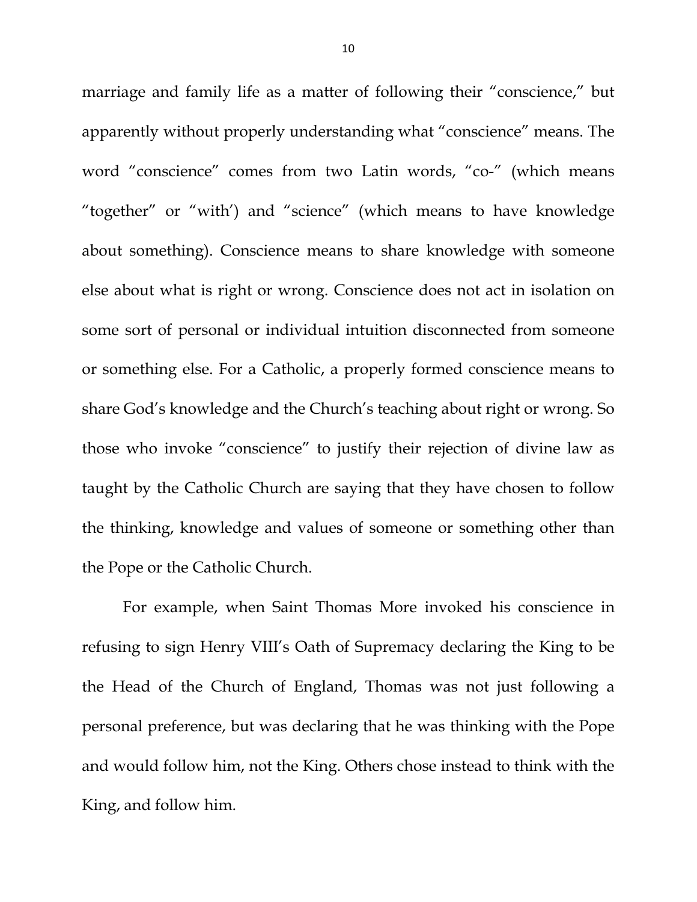marriage and family life as a matter of following their "conscience," but apparently without properly understanding what "conscience" means. The word "conscience" comes from two Latin words, "co-" (which means "together" or "with') and "science" (which means to have knowledge about something). Conscience means to share knowledge with someone else about what is right or wrong. Conscience does not act in isolation on some sort of personal or individual intuition disconnected from someone or something else. For a Catholic, a properly formed conscience means to share God's knowledge and the Church's teaching about right or wrong. So those who invoke "conscience" to justify their rejection of divine law as taught by the Catholic Church are saying that they have chosen to follow the thinking, knowledge and values of someone or something other than the Pope or the Catholic Church.

For example, when Saint Thomas More invoked his conscience in refusing to sign Henry VIII's Oath of Supremacy declaring the King to be the Head of the Church of England, Thomas was not just following a personal preference, but was declaring that he was thinking with the Pope and would follow him, not the King. Others chose instead to think with the King, and follow him.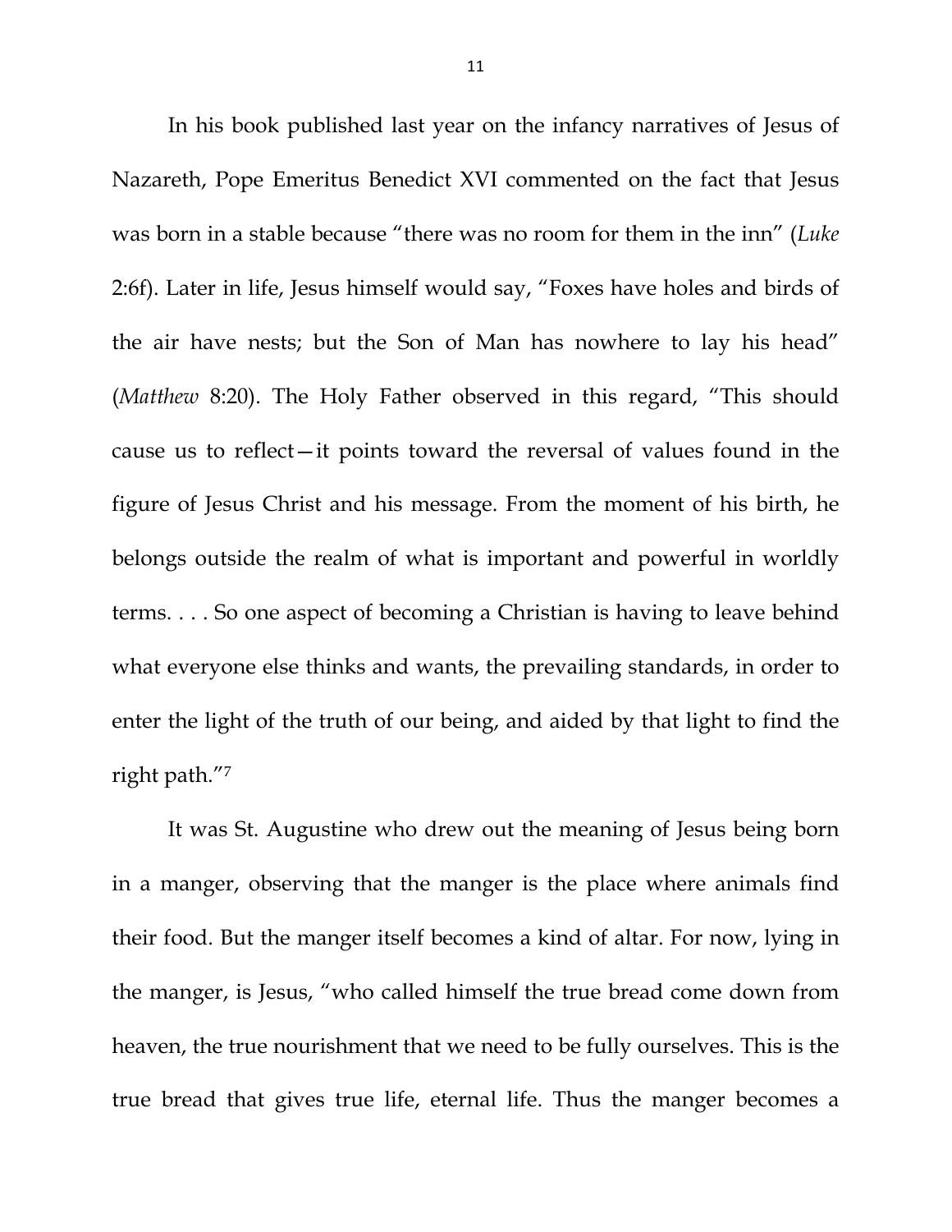In his book published last year on the infancy narratives of Jesus of Nazareth, Pope Emeritus Benedict XVI commented on the fact that Jesus was born in a stable because "there was no room for them in the inn" (*Luke* 2:6f). Later in life, Jesus himself would say, "Foxes have holes and birds of the air have nests; but the Son of Man has nowhere to lay his head" (*Matthew* 8:20). The Holy Father observed in this regard, "This should cause us to reflect—it points toward the reversal of values found in the figure of Jesus Christ and his message. From the moment of his birth, he belongs outside the realm of what is important and powerful in worldly terms. . . . So one aspect of becoming a Christian is having to leave behind what everyone else thinks and wants, the prevailing standards, in order to enter the light of the truth of our being, and aided by that light to find the right path."[7]

It was St. Augustine who drew out the meaning of Jesus being born in a manger, observing that the manger is the place where animals find their food. But the manger itself becomes a kind of altar. For now, lying in the manger, is Jesus, "who called himself the true bread come down from heaven, the true nourishment that we need to be fully ourselves. This is the true bread that gives true life, eternal life. Thus the manger becomes a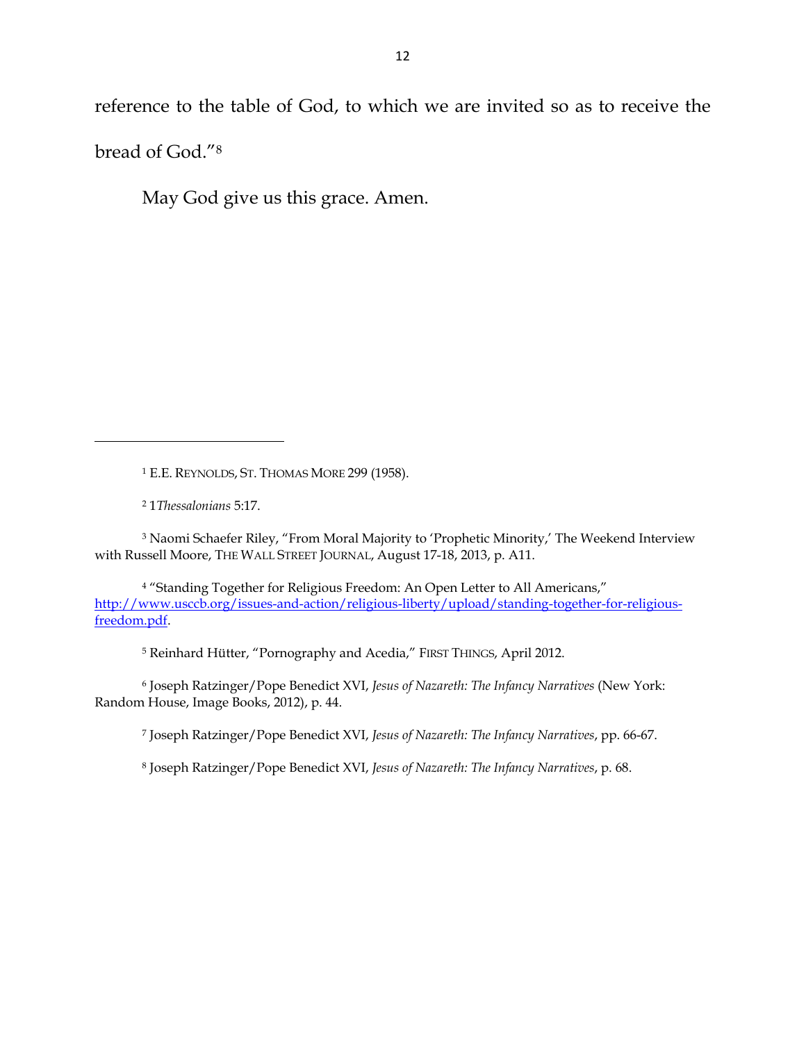reference to the table of God, to which we are invited so as to receive the bread of God."[8]

May God give us this grace. Amen.

---

[1] E.E. REYNOLDS, ST. THOMAS MORE 299 (1958).

[2] 1*Thessalonians* 5:17.

[3] Naomi Schaefer Riley, "From Moral Majority to 'Prophetic Minority,' The Weekend Interview with Russell Moore, THE WALL STREET JOURNAL, August 17-18, 2013, p. A11.

[4] "Standing Together for Religious Freedom: An Open Letter to All Americans," http://www.usccb.org/issues-and-action/religious-liberty/upload/standing-together-for-religious-freedom.pdf.

[5] Reinhard Hütter, "Pornography and Acedia," FIRST THINGS, April 2012.

[6] Joseph Ratzinger/Pope Benedict XVI, *Jesus of Nazareth: The Infancy Narratives* (New York: Random House, Image Books, 2012), p. 44.

[7] Joseph Ratzinger/Pope Benedict XVI, *Jesus of Nazareth: The Infancy Narratives*, pp. 66-67.

[8] Joseph Ratzinger/Pope Benedict XVI, *Jesus of Nazareth: The Infancy Narratives*, p. 68.